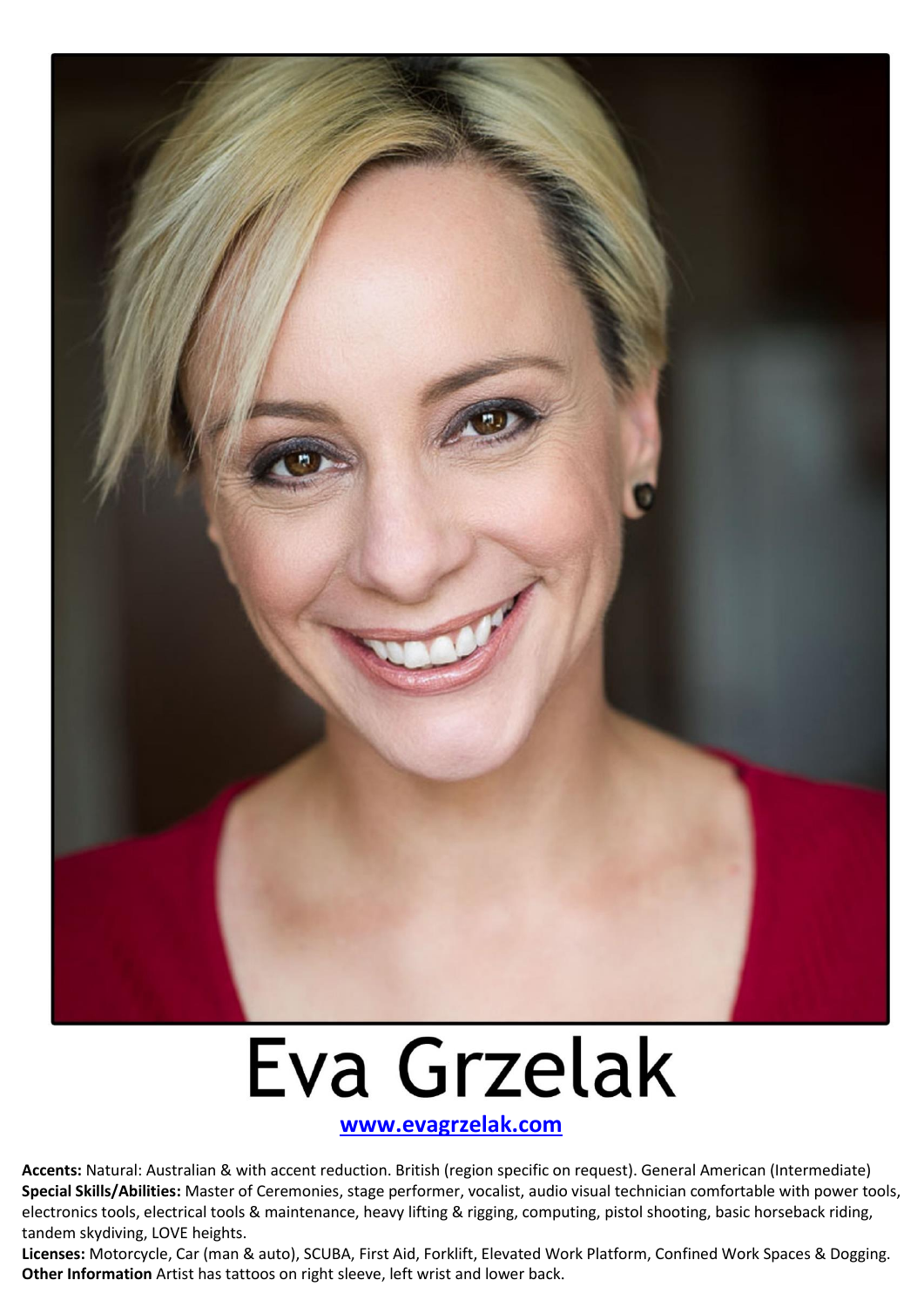# Eva Grzelak

[www.evagrzelak.com](http://www.evagrzelak.com)

**Accents:** Natural: Australian & with accent reduction. British (region specific on request). General American (Intermediate)
**Special Skills/Abilities:** Master of Ceremonies, stage performer, vocalist, audio visual technician comfortable with power tools, electronics tools, electrical tools & maintenance, heavy lifting & rigging, computing, pistol shooting, basic horseback riding, tandem skydiving, LOVE heights.
**Licenses:** Motorcycle, Car (man & auto), SCUBA, First Aid, Forklift, Elevated Work Platform, Confined Work Spaces & Dogging.
**Other Information** Artist has tattoos on right sleeve, left wrist and lower back.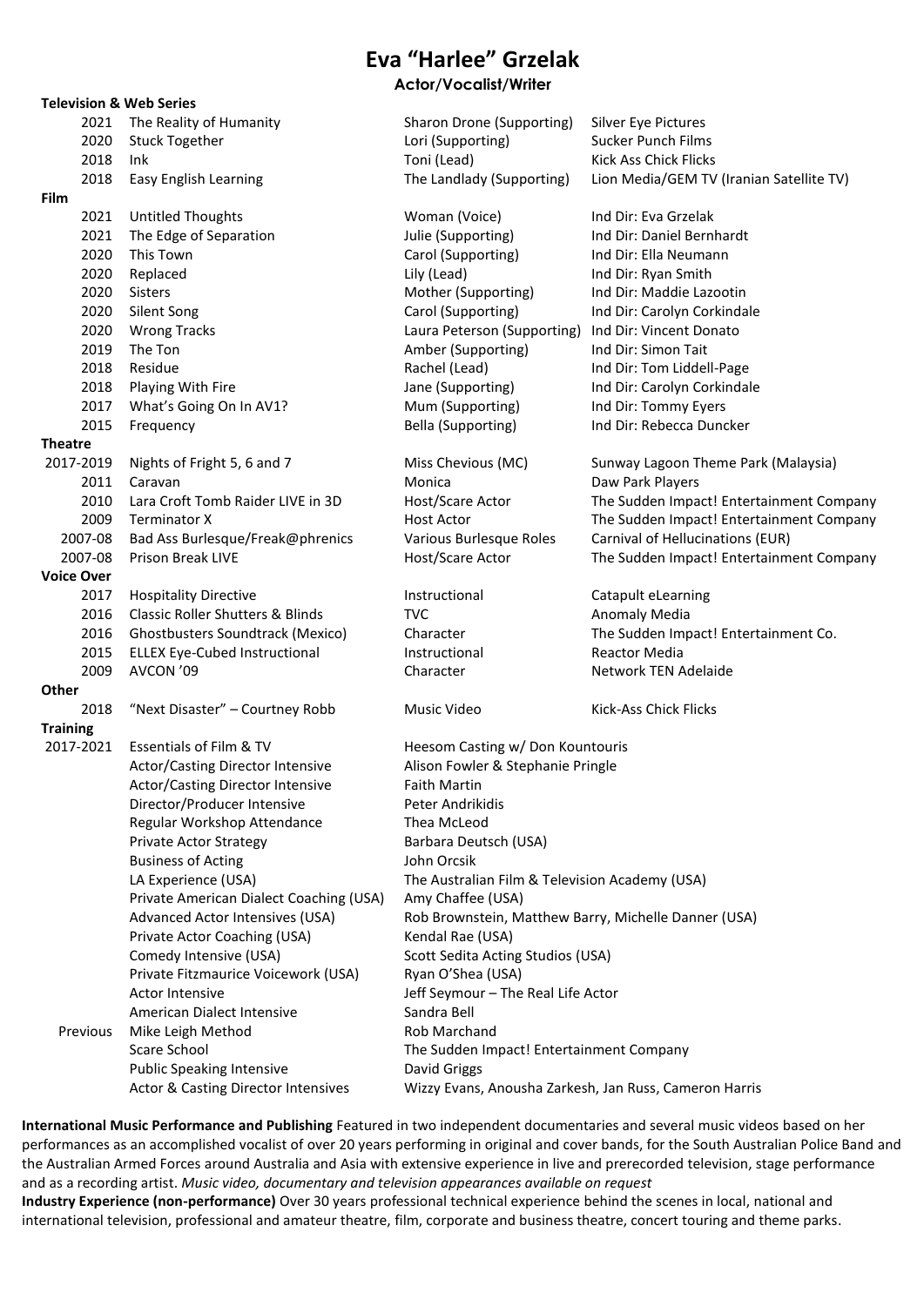# Eva "Harlee" Grzelak

**Actor/Vocalist/Writer**

| | | | |
|---|---|---|---|
| **Television & Web Series** | | | |
| 2021 | The Reality of Humanity | Sharon Drone (Supporting) | Silver Eye Pictures |
| 2020 | Stuck Together | Lori (Supporting) | Sucker Punch Films |
| 2018 | Ink | Toni (Lead) | Kick Ass Chick Flicks |
| 2018 | Easy English Learning | The Landlady (Supporting) | Lion Media/GEM TV (Iranian Satellite TV) |
| **Film** | | | |
| 2021 | Untitled Thoughts | Woman (Voice) | Ind Dir: Eva Grzelak |
| 2021 | The Edge of Separation | Julie (Supporting) | Ind Dir: Daniel Bernhardt |
| 2020 | This Town | Carol (Supporting) | Ind Dir: Ella Neumann |
| 2020 | Replaced | Lily (Lead) | Ind Dir: Ryan Smith |
| 2020 | Sisters | Mother (Supporting) | Ind Dir: Maddie Lazootin |
| 2020 | Silent Song | Carol (Supporting) | Ind Dir: Carolyn Corkindale |
| 2020 | Wrong Tracks | Laura Peterson (Supporting) | Ind Dir: Vincent Donato |
| 2019 | The Ton | Amber (Supporting) | Ind Dir: Simon Tait |
| 2018 | Residue | Rachel (Lead) | Ind Dir: Tom Liddell-Page |
| 2018 | Playing With Fire | Jane (Supporting) | Ind Dir: Carolyn Corkindale |
| 2017 | What's Going On In AV1? | Mum (Supporting) | Ind Dir: Tommy Eyers |
| 2015 | Frequency | Bella (Supporting) | Ind Dir: Rebecca Duncker |
| **Theatre** | | | |
| 2017-2019 | Nights of Fright 5, 6 and 7 | Miss Chevious (MC) | Sunway Lagoon Theme Park (Malaysia) |
| 2011 | Caravan | Monica | Daw Park Players |
| 2010 | Lara Croft Tomb Raider LIVE in 3D | Host/Scare Actor | The Sudden Impact! Entertainment Company |
| 2009 | Terminator X | Host Actor | The Sudden Impact! Entertainment Company |
| 2007-08 | Bad Ass Burlesque/Freak@phrenics | Various Burlesque Roles | Carnival of Hellucinations (EUR) |
| 2007-08 | Prison Break LIVE | Host/Scare Actor | The Sudden Impact! Entertainment Company |
| **Voice Over** | | | |
| 2017 | Hospitality Directive | Instructional | Catapult eLearning |
| 2016 | Classic Roller Shutters & Blinds | TVC | Anomaly Media |
| 2016 | Ghostbusters Soundtrack (Mexico) | Character | The Sudden Impact! Entertainment Co. |
| 2015 | ELLEX Eye-Cubed Instructional | Instructional | Reactor Media |
| 2009 | AVCON '09 | Character | Network TEN Adelaide |
| **Other** | | | |
| 2018 | "Next Disaster" – Courtney Robb | Music Video | Kick-Ass Chick Flicks |
| **Training** | | | |
| 2017-2021 | Essentials of Film & TV | Heesom Casting w/ Don Kountouris | |
| | Actor/Casting Director Intensive | Alison Fowler & Stephanie Pringle | |
| | Actor/Casting Director Intensive | Faith Martin | |
| | Director/Producer Intensive | Peter Andrikidis | |
| | Regular Workshop Attendance | Thea McLeod | |
| | Private Actor Strategy | Barbara Deutsch (USA) | |
| | Business of Acting | John Orcsik | |
| | LA Experience (USA) | The Australian Film & Television Academy (USA) | |
| | Private American Dialect Coaching (USA) | Amy Chaffee (USA) | |
| | Advanced Actor Intensives (USA) | Rob Brownstein, Matthew Barry, Michelle Danner (USA) | |
| | Private Actor Coaching (USA) | Kendal Rae (USA) | |
| | Comedy Intensive (USA) | Scott Sedita Acting Studios (USA) | |
| | Private Fitzmaurice Voicework (USA) | Ryan O'Shea (USA) | |
| | Actor Intensive | Jeff Seymour – The Real Life Actor | |
| | American Dialect Intensive | Sandra Bell | |
| Previous | Mike Leigh Method | Rob Marchand | |
| | Scare School | The Sudden Impact! Entertainment Company | |
| | Public Speaking Intensive | David Griggs | |
| | Actor & Casting Director Intensives | Wizzy Evans, Anousha Zarkesh, Jan Russ, Cameron Harris | |

**International Music Performance and Publishing** Featured in two independent documentaries and several music videos based on her performances as an accomplished vocalist of over 20 years performing in original and cover bands, for the South Australian Police Band and the Australian Armed Forces around Australia and Asia with extensive experience in live and prerecorded television, stage performance and as a recording artist. *Music video, documentary and television appearances available on request*

**Industry Experience (non-performance)** Over 30 years professional technical experience behind the scenes in local, national and international television, professional and amateur theatre, film, corporate and business theatre, concert touring and theme parks.